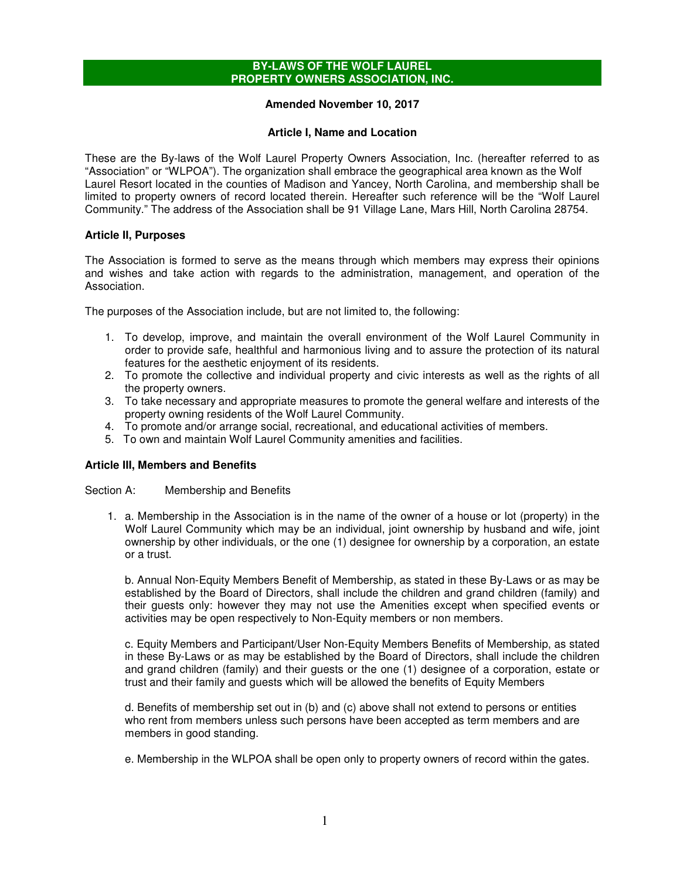# BY-LAWS OF THE WOLF LAUREL PROPERTY OWNERS ASSOCIATION, INC.

**Amended November 10, 2017**

## Article I, Name and Location

These are the By-laws of the Wolf Laurel Property Owners Association, Inc. (hereafter referred to as "Association" or "WLPOA"). The organization shall embrace the geographical area known as the Wolf Laurel Resort located in the counties of Madison and Yancey, North Carolina, and membership shall be limited to property owners of record located therein. Hereafter such reference will be the "Wolf Laurel Community." The address of the Association shall be 91 Village Lane, Mars Hill, North Carolina 28754.

## Article II, Purposes

The Association is formed to serve as the means through which members may express their opinions and wishes and take action with regards to the administration, management, and operation of the Association.

The purposes of the Association include, but are not limited to, the following:

1. To develop, improve, and maintain the overall environment of the Wolf Laurel Community in order to provide safe, healthful and harmonious living and to assure the protection of its natural features for the aesthetic enjoyment of its residents.
2. To promote the collective and individual property and civic interests as well as the rights of all the property owners.
3. To take necessary and appropriate measures to promote the general welfare and interests of the property owning residents of the Wolf Laurel Community.
4. To promote and/or arrange social, recreational, and educational activities of members.
5. To own and maintain Wolf Laurel Community amenities and facilities.

## Article III, Members and Benefits

Section A: Membership and Benefits

1. a. Membership in the Association is in the name of the owner of a house or lot (property) in the Wolf Laurel Community which may be an individual, joint ownership by husband and wife, joint ownership by other individuals, or the one (1) designee for ownership by a corporation, an estate or a trust.

   b. Annual Non-Equity Members Benefit of Membership, as stated in these By-Laws or as may be established by the Board of Directors, shall include the children and grand children (family) and their guests only: however they may not use the Amenities except when specified events or activities may be open respectively to Non-Equity members or non members.

   c. Equity Members and Participant/User Non-Equity Members Benefits of Membership, as stated in these By-Laws or as may be established by the Board of Directors, shall include the children and grand children (family) and their guests or the one (1) designee of a corporation, estate or trust and their family and guests which will be allowed the benefits of Equity Members

   d. Benefits of membership set out in (b) and (c) above shall not extend to persons or entities who rent from members unless such persons have been accepted as term members and are members in good standing.

   e. Membership in the WLPOA shall be open only to property owners of record within the gates.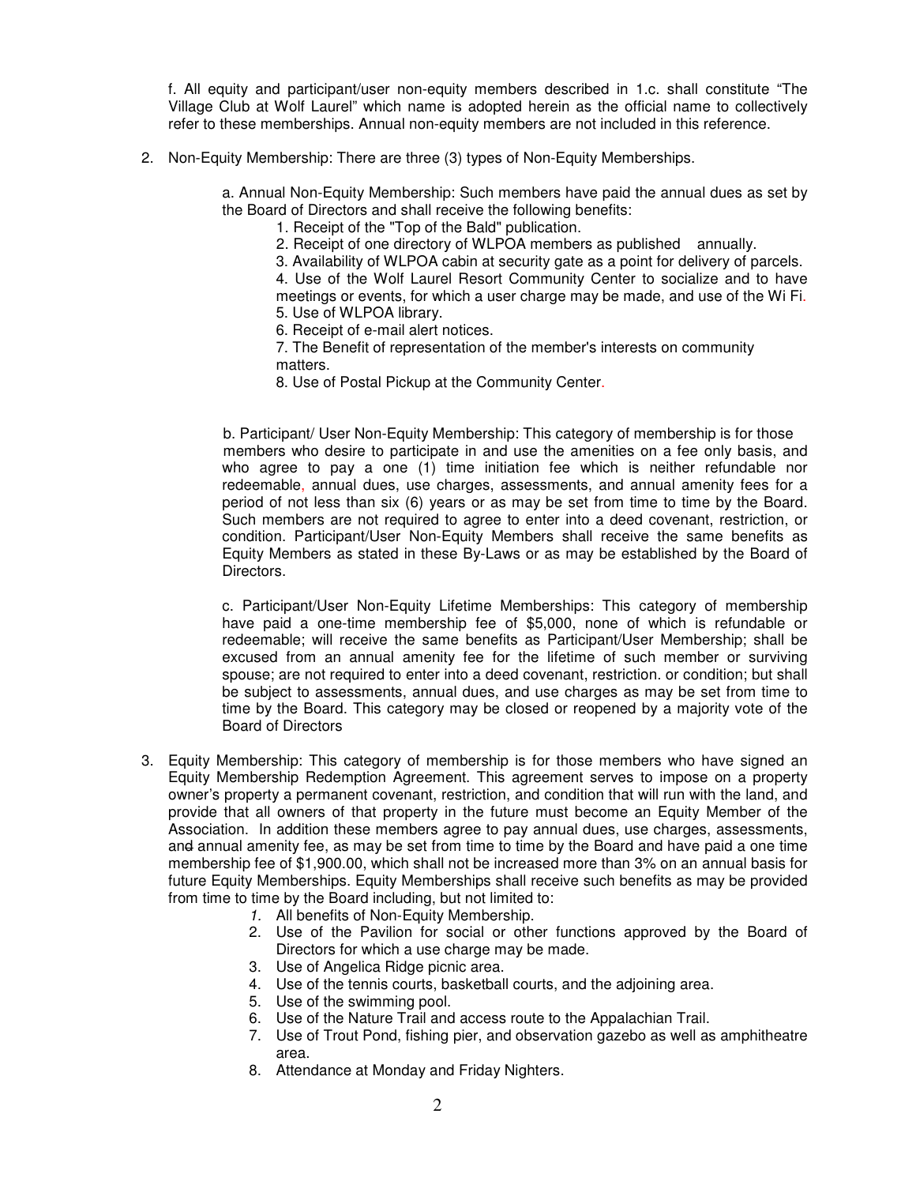f. All equity and participant/user non-equity members described in 1.c. shall constitute "The Village Club at Wolf Laurel" which name is adopted herein as the official name to collectively refer to these memberships. Annual non-equity members are not included in this reference.

2. Non-Equity Membership: There are three (3) types of Non-Equity Memberships.

   a. Annual Non-Equity Membership: Such members have paid the annual dues as set by the Board of Directors and shall receive the following benefits:

      1. Receipt of the "Top of the Bald" publication.
      2. Receipt of one directory of WLPOA members as published annually.
      3. Availability of WLPOA cabin at security gate as a point for delivery of parcels.
      4. Use of the Wolf Laurel Resort Community Center to socialize and to have meetings or events, for which a user charge may be made, and use of the Wi Fi.
      5. Use of WLPOA library.
      6. Receipt of e-mail alert notices.
      7. The Benefit of representation of the member's interests on community matters.
      8. Use of Postal Pickup at the Community Center.

   b. Participant/ User Non-Equity Membership: This category of membership is for those members who desire to participate in and use the amenities on a fee only basis, and who agree to pay a one (1) time initiation fee which is neither refundable nor redeemable, annual dues, use charges, assessments, and annual amenity fees for a period of not less than six (6) years or as may be set from time to time by the Board. Such members are not required to agree to enter into a deed covenant, restriction, or condition. Participant/User Non-Equity Members shall receive the same benefits as Equity Members as stated in these By-Laws or as may be established by the Board of Directors.

   c. Participant/User Non-Equity Lifetime Memberships: This category of membership have paid a one-time membership fee of $5,000, none of which is refundable or redeemable; will receive the same benefits as Participant/User Membership; shall be excused from an annual amenity fee for the lifetime of such member or surviving spouse; are not required to enter into a deed covenant, restriction. or condition; but shall be subject to assessments, annual dues, and use charges as may be set from time to time by the Board. This category may be closed or reopened by a majority vote of the Board of Directors

3. Equity Membership: This category of membership is for those members who have signed an Equity Membership Redemption Agreement. This agreement serves to impose on a property owner's property a permanent covenant, restriction, and condition that will run with the land, and provide that all owners of that property in the future must become an Equity Member of the Association. In addition these members agree to pay annual dues, use charges, assessments, and annual amenity fee, as may be set from time to time by the Board and have paid a one time membership fee of $1,900.00, which shall not be increased more than 3% on an annual basis for future Equity Memberships. Equity Memberships shall receive such benefits as may be provided from time to time by the Board including, but not limited to:

   1. All benefits of Non-Equity Membership.
   2. Use of the Pavilion for social or other functions approved by the Board of Directors for which a use charge may be made.
   3. Use of Angelica Ridge picnic area.
   4. Use of the tennis courts, basketball courts, and the adjoining area.
   5. Use of the swimming pool.
   6. Use of the Nature Trail and access route to the Appalachian Trail.
   7. Use of Trout Pond, fishing pier, and observation gazebo as well as amphitheatre area.
   8. Attendance at Monday and Friday Nighters.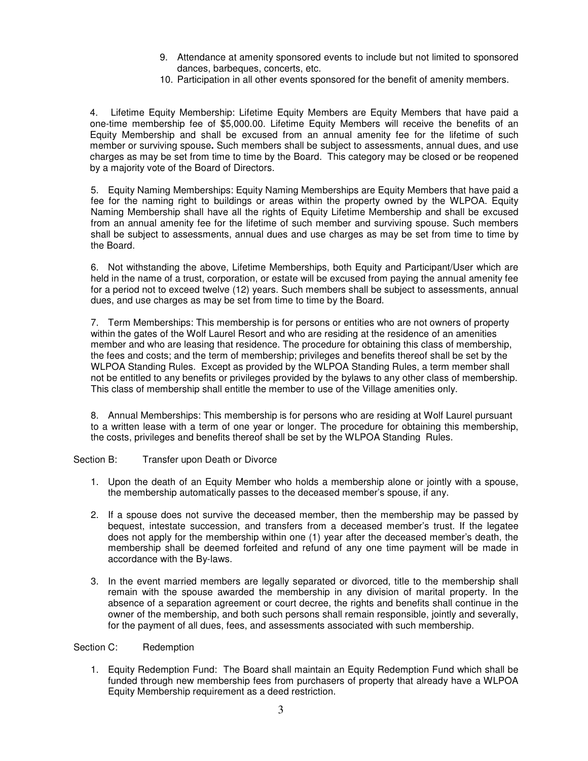9. Attendance at amenity sponsored events to include but not limited to sponsored dances, barbeques, concerts, etc.
10. Participation in all other events sponsored for the benefit of amenity members.

4. Lifetime Equity Membership: Lifetime Equity Members are Equity Members that have paid a one-time membership fee of $5,000.00. Lifetime Equity Members will receive the benefits of an Equity Membership and shall be excused from an annual amenity fee for the lifetime of such member or surviving spouse**.** Such members shall be subject to assessments, annual dues, and use charges as may be set from time to time by the Board. This category may be closed or be reopened by a majority vote of the Board of Directors.

5. Equity Naming Memberships: Equity Naming Memberships are Equity Members that have paid a fee for the naming right to buildings or areas within the property owned by the WLPOA. Equity Naming Membership shall have all the rights of Equity Lifetime Membership and shall be excused from an annual amenity fee for the lifetime of such member and surviving spouse. Such members shall be subject to assessments, annual dues and use charges as may be set from time to time by the Board.

6. Not withstanding the above, Lifetime Memberships, both Equity and Participant/User which are held in the name of a trust, corporation, or estate will be excused from paying the annual amenity fee for a period not to exceed twelve (12) years. Such members shall be subject to assessments, annual dues, and use charges as may be set from time to time by the Board.

7. Term Memberships: This membership is for persons or entities who are not owners of property within the gates of the Wolf Laurel Resort and who are residing at the residence of an amenities member and who are leasing that residence. The procedure for obtaining this class of membership, the fees and costs; and the term of membership; privileges and benefits thereof shall be set by the WLPOA Standing Rules. Except as provided by the WLPOA Standing Rules, a term member shall not be entitled to any benefits or privileges provided by the bylaws to any other class of membership. This class of membership shall entitle the member to use of the Village amenities only.

8. Annual Memberships: This membership is for persons who are residing at Wolf Laurel pursuant to a written lease with a term of one year or longer. The procedure for obtaining this membership, the costs, privileges and benefits thereof shall be set by the WLPOA Standing Rules.

Section B: Transfer upon Death or Divorce

1. Upon the death of an Equity Member who holds a membership alone or jointly with a spouse, the membership automatically passes to the deceased member's spouse, if any.
2. If a spouse does not survive the deceased member, then the membership may be passed by bequest, intestate succession, and transfers from a deceased member's trust. If the legatee does not apply for the membership within one (1) year after the deceased member's death, the membership shall be deemed forfeited and refund of any one time payment will be made in accordance with the By-laws.
3. In the event married members are legally separated or divorced, title to the membership shall remain with the spouse awarded the membership in any division of marital property. In the absence of a separation agreement or court decree, the rights and benefits shall continue in the owner of the membership, and both such persons shall remain responsible, jointly and severally, for the payment of all dues, fees, and assessments associated with such membership.

Section C: Redemption

1. Equity Redemption Fund: The Board shall maintain an Equity Redemption Fund which shall be funded through new membership fees from purchasers of property that already have a WLPOA Equity Membership requirement as a deed restriction.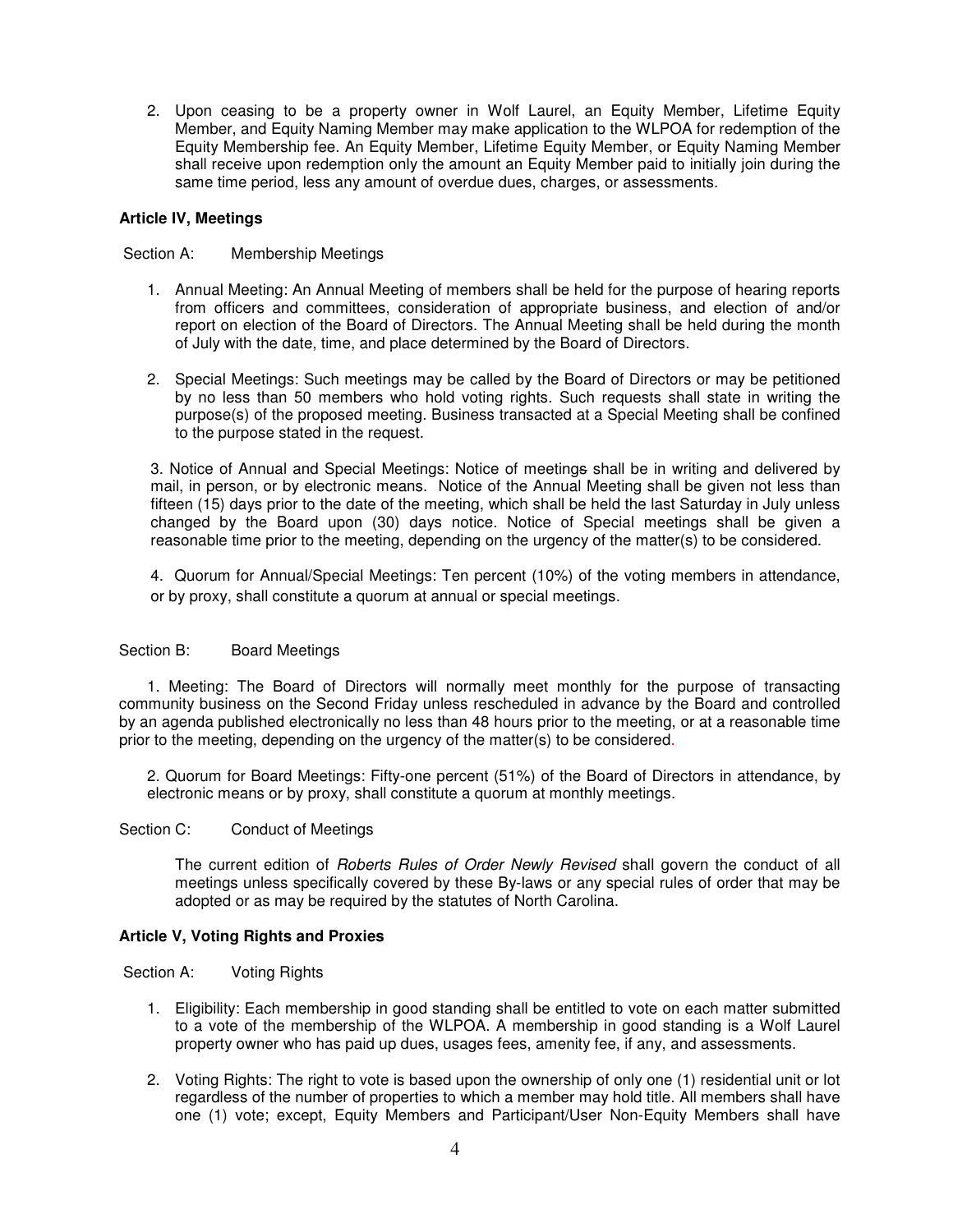2. Upon ceasing to be a property owner in Wolf Laurel, an Equity Member, Lifetime Equity Member, and Equity Naming Member may make application to the WLPOA for redemption of the Equity Membership fee. An Equity Member, Lifetime Equity Member, or Equity Naming Member shall receive upon redemption only the amount an Equity Member paid to initially join during the same time period, less any amount of overdue dues, charges, or assessments.

**Article IV, Meetings**

Section A: Membership Meetings

1. Annual Meeting: An Annual Meeting of members shall be held for the purpose of hearing reports from officers and committees, consideration of appropriate business, and election of and/or report on election of the Board of Directors. The Annual Meeting shall be held during the month of July with the date, time, and place determined by the Board of Directors.

2. Special Meetings: Such meetings may be called by the Board of Directors or may be petitioned by no less than 50 members who hold voting rights. Such requests shall state in writing the purpose(s) of the proposed meeting. Business transacted at a Special Meeting shall be confined to the purpose stated in the request.

3. Notice of Annual and Special Meetings: Notice of meetings shall be in writing and delivered by mail, in person, or by electronic means. Notice of the Annual Meeting shall be given not less than fifteen (15) days prior to the date of the meeting, which shall be held the last Saturday in July unless changed by the Board upon (30) days notice. Notice of Special meetings shall be given a reasonable time prior to the meeting, depending on the urgency of the matter(s) to be considered.

4. Quorum for Annual/Special Meetings: Ten percent (10%) of the voting members in attendance, or by proxy, shall constitute a quorum at annual or special meetings.

Section B: Board Meetings

1. Meeting: The Board of Directors will normally meet monthly for the purpose of transacting community business on the Second Friday unless rescheduled in advance by the Board and controlled by an agenda published electronically no less than 48 hours prior to the meeting, or at a reasonable time prior to the meeting, depending on the urgency of the matter(s) to be considered.

2. Quorum for Board Meetings: Fifty-one percent (51%) of the Board of Directors in attendance, by electronic means or by proxy, shall constitute a quorum at monthly meetings.

Section C: Conduct of Meetings

The current edition of *Roberts Rules of Order Newly Revised* shall govern the conduct of all meetings unless specifically covered by these By-laws or any special rules of order that may be adopted or as may be required by the statutes of North Carolina.

**Article V, Voting Rights and Proxies**

Section A: Voting Rights

1. Eligibility: Each membership in good standing shall be entitled to vote on each matter submitted to a vote of the membership of the WLPOA. A membership in good standing is a Wolf Laurel property owner who has paid up dues, usages fees, amenity fee, if any, and assessments.

2. Voting Rights: The right to vote is based upon the ownership of only one (1) residential unit or lot regardless of the number of properties to which a member may hold title. All members shall have one (1) vote; except, Equity Members and Participant/User Non-Equity Members shall have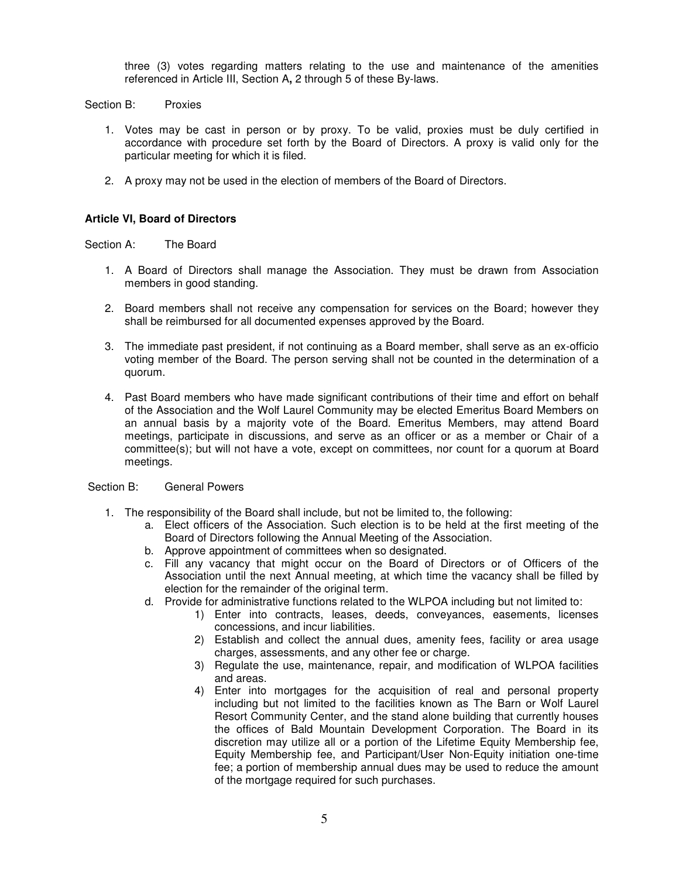three (3) votes regarding matters relating to the use and maintenance of the amenities referenced in Article III, Section A**,** 2 through 5 of these By-laws.

Section B: Proxies

1. Votes may be cast in person or by proxy. To be valid, proxies must be duly certified in accordance with procedure set forth by the Board of Directors. A proxy is valid only for the particular meeting for which it is filed.

2. A proxy may not be used in the election of members of the Board of Directors.

**Article VI, Board of Directors**

Section A: The Board

1. A Board of Directors shall manage the Association. They must be drawn from Association members in good standing.

2. Board members shall not receive any compensation for services on the Board; however they shall be reimbursed for all documented expenses approved by the Board.

3. The immediate past president, if not continuing as a Board member, shall serve as an ex-officio voting member of the Board. The person serving shall not be counted in the determination of a quorum.

4. Past Board members who have made significant contributions of their time and effort on behalf of the Association and the Wolf Laurel Community may be elected Emeritus Board Members on an annual basis by a majority vote of the Board. Emeritus Members, may attend Board meetings, participate in discussions, and serve as an officer or as a member or Chair of a committee(s); but will not have a vote, except on committees, nor count for a quorum at Board meetings.

Section B: General Powers

1. The responsibility of the Board shall include, but not be limited to, the following:
   a. Elect officers of the Association. Such election is to be held at the first meeting of the Board of Directors following the Annual Meeting of the Association.
   b. Approve appointment of committees when so designated.
   c. Fill any vacancy that might occur on the Board of Directors or of Officers of the Association until the next Annual meeting, at which time the vacancy shall be filled by election for the remainder of the original term.
   d. Provide for administrative functions related to the WLPOA including but not limited to:
      1) Enter into contracts, leases, deeds, conveyances, easements, licenses concessions, and incur liabilities.
      2) Establish and collect the annual dues, amenity fees, facility or area usage charges, assessments, and any other fee or charge.
      3) Regulate the use, maintenance, repair, and modification of WLPOA facilities and areas.
      4) Enter into mortgages for the acquisition of real and personal property including but not limited to the facilities known as The Barn or Wolf Laurel Resort Community Center, and the stand alone building that currently houses the offices of Bald Mountain Development Corporation. The Board in its discretion may utilize all or a portion of the Lifetime Equity Membership fee, Equity Membership fee, and Participant/User Non-Equity initiation one-time fee; a portion of membership annual dues may be used to reduce the amount of the mortgage required for such purchases.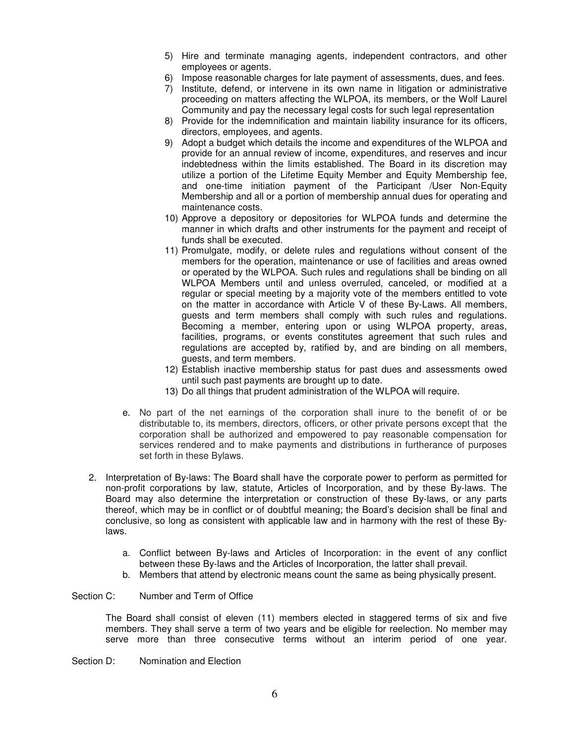5) Hire and terminate managing agents, independent contractors, and other employees or agents.
6) Impose reasonable charges for late payment of assessments, dues, and fees.
7) Institute, defend, or intervene in its own name in litigation or administrative proceeding on matters affecting the WLPOA, its members, or the Wolf Laurel Community and pay the necessary legal costs for such legal representation
8) Provide for the indemnification and maintain liability insurance for its officers, directors, employees, and agents.
9) Adopt a budget which details the income and expenditures of the WLPOA and provide for an annual review of income, expenditures, and reserves and incur indebtedness within the limits established. The Board in its discretion may utilize a portion of the Lifetime Equity Member and Equity Membership fee, and one-time initiation payment of the Participant /User Non-Equity Membership and all or a portion of membership annual dues for operating and maintenance costs.
10) Approve a depository or depositories for WLPOA funds and determine the manner in which drafts and other instruments for the payment and receipt of funds shall be executed.
11) Promulgate, modify, or delete rules and regulations without consent of the members for the operation, maintenance or use of facilities and areas owned or operated by the WLPOA. Such rules and regulations shall be binding on all WLPOA Members until and unless overruled, canceled, or modified at a regular or special meeting by a majority vote of the members entitled to vote on the matter in accordance with Article V of these By-Laws. All members, guests and term members shall comply with such rules and regulations. Becoming a member, entering upon or using WLPOA property, areas, facilities, programs, or events constitutes agreement that such rules and regulations are accepted by, ratified by, and are binding on all members, guests, and term members.
12) Establish inactive membership status for past dues and assessments owed until such past payments are brought up to date.
13) Do all things that prudent administration of the WLPOA will require.

e. No part of the net earnings of the corporation shall inure to the benefit of or be distributable to, its members, directors, officers, or other private persons except that the corporation shall be authorized and empowered to pay reasonable compensation for services rendered and to make payments and distributions in furtherance of purposes set forth in these Bylaws.

2. Interpretation of By-laws: The Board shall have the corporate power to perform as permitted for non-profit corporations by law, statute, Articles of Incorporation, and by these By-laws. The Board may also determine the interpretation or construction of these By-laws, or any parts thereof, which may be in conflict or of doubtful meaning; the Board's decision shall be final and conclusive, so long as consistent with applicable law and in harmony with the rest of these By-laws.

   a. Conflict between By-laws and Articles of Incorporation: in the event of any conflict between these By-laws and the Articles of Incorporation, the latter shall prevail.
   b. Members that attend by electronic means count the same as being physically present.

Section C: Number and Term of Office

The Board shall consist of eleven (11) members elected in staggered terms of six and five members. They shall serve a term of two years and be eligible for reelection. No member may serve more than three consecutive terms without an interim period of one year.

Section D: Nomination and Election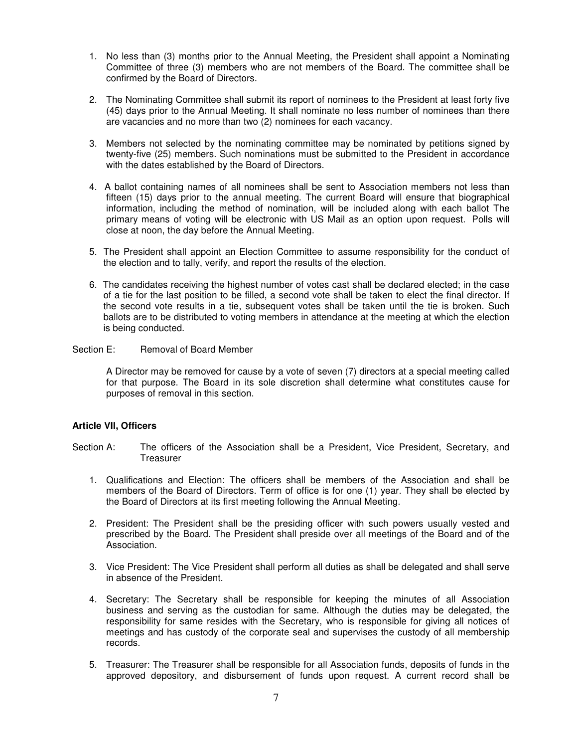1. No less than (3) months prior to the Annual Meeting, the President shall appoint a Nominating Committee of three (3) members who are not members of the Board. The committee shall be confirmed by the Board of Directors.

2. The Nominating Committee shall submit its report of nominees to the President at least forty five (45) days prior to the Annual Meeting. It shall nominate no less number of nominees than there are vacancies and no more than two (2) nominees for each vacancy.

3. Members not selected by the nominating committee may be nominated by petitions signed by twenty-five (25) members. Such nominations must be submitted to the President in accordance with the dates established by the Board of Directors.

4. A ballot containing names of all nominees shall be sent to Association members not less than fifteen (15) days prior to the annual meeting. The current Board will ensure that biographical information, including the method of nomination, will be included along with each ballot The primary means of voting will be electronic with US Mail as an option upon request. Polls will close at noon, the day before the Annual Meeting.

5. The President shall appoint an Election Committee to assume responsibility for the conduct of the election and to tally, verify, and report the results of the election.

6. The candidates receiving the highest number of votes cast shall be declared elected; in the case of a tie for the last position to be filled, a second vote shall be taken to elect the final director. If the second vote results in a tie, subsequent votes shall be taken until the tie is broken. Such ballots are to be distributed to voting members in attendance at the meeting at which the election is being conducted.

Section E: Removal of Board Member

A Director may be removed for cause by a vote of seven (7) directors at a special meeting called for that purpose. The Board in its sole discretion shall determine what constitutes cause for purposes of removal in this section.

**Article VII, Officers**

Section A: The officers of the Association shall be a President, Vice President, Secretary, and Treasurer

1. Qualifications and Election: The officers shall be members of the Association and shall be members of the Board of Directors. Term of office is for one (1) year. They shall be elected by the Board of Directors at its first meeting following the Annual Meeting.

2. President: The President shall be the presiding officer with such powers usually vested and prescribed by the Board. The President shall preside over all meetings of the Board and of the Association.

3. Vice President: The Vice President shall perform all duties as shall be delegated and shall serve in absence of the President.

4. Secretary: The Secretary shall be responsible for keeping the minutes of all Association business and serving as the custodian for same. Although the duties may be delegated, the responsibility for same resides with the Secretary, who is responsible for giving all notices of meetings and has custody of the corporate seal and supervises the custody of all membership records.

5. Treasurer: The Treasurer shall be responsible for all Association funds, deposits of funds in the approved depository, and disbursement of funds upon request. A current record shall be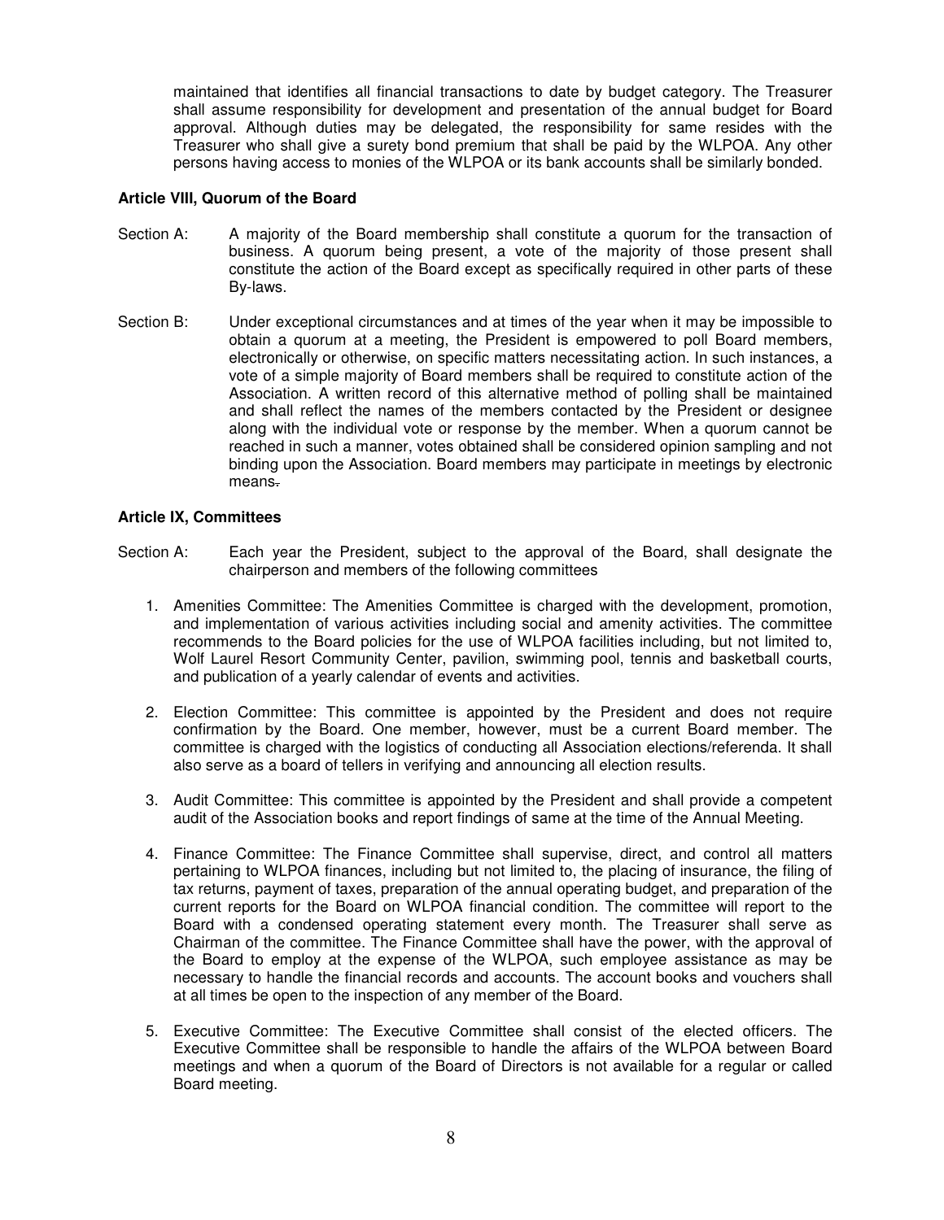maintained that identifies all financial transactions to date by budget category. The Treasurer shall assume responsibility for development and presentation of the annual budget for Board approval. Although duties may be delegated, the responsibility for same resides with the Treasurer who shall give a surety bond premium that shall be paid by the WLPOA. Any other persons having access to monies of the WLPOA or its bank accounts shall be similarly bonded.

**Article VIII, Quorum of the Board**

Section A: A majority of the Board membership shall constitute a quorum for the transaction of business. A quorum being present, a vote of the majority of those present shall constitute the action of the Board except as specifically required in other parts of these By-laws.

Section B: Under exceptional circumstances and at times of the year when it may be impossible to obtain a quorum at a meeting, the President is empowered to poll Board members, electronically or otherwise, on specific matters necessitating action. In such instances, a vote of a simple majority of Board members shall be required to constitute action of the Association. A written record of this alternative method of polling shall be maintained and shall reflect the names of the members contacted by the President or designee along with the individual vote or response by the member. When a quorum cannot be reached in such a manner, votes obtained shall be considered opinion sampling and not binding upon the Association. Board members may participate in meetings by electronic means.

**Article IX, Committees**

Section A: Each year the President, subject to the approval of the Board, shall designate the chairperson and members of the following committees

1. Amenities Committee: The Amenities Committee is charged with the development, promotion, and implementation of various activities including social and amenity activities. The committee recommends to the Board policies for the use of WLPOA facilities including, but not limited to, Wolf Laurel Resort Community Center, pavilion, swimming pool, tennis and basketball courts, and publication of a yearly calendar of events and activities.

2. Election Committee: This committee is appointed by the President and does not require confirmation by the Board. One member, however, must be a current Board member. The committee is charged with the logistics of conducting all Association elections/referenda. It shall also serve as a board of tellers in verifying and announcing all election results.

3. Audit Committee: This committee is appointed by the President and shall provide a competent audit of the Association books and report findings of same at the time of the Annual Meeting.

4. Finance Committee: The Finance Committee shall supervise, direct, and control all matters pertaining to WLPOA finances, including but not limited to, the placing of insurance, the filing of tax returns, payment of taxes, preparation of the annual operating budget, and preparation of the current reports for the Board on WLPOA financial condition. The committee will report to the Board with a condensed operating statement every month. The Treasurer shall serve as Chairman of the committee. The Finance Committee shall have the power, with the approval of the Board to employ at the expense of the WLPOA, such employee assistance as may be necessary to handle the financial records and accounts. The account books and vouchers shall at all times be open to the inspection of any member of the Board.

5. Executive Committee: The Executive Committee shall consist of the elected officers. The Executive Committee shall be responsible to handle the affairs of the WLPOA between Board meetings and when a quorum of the Board of Directors is not available for a regular or called Board meeting.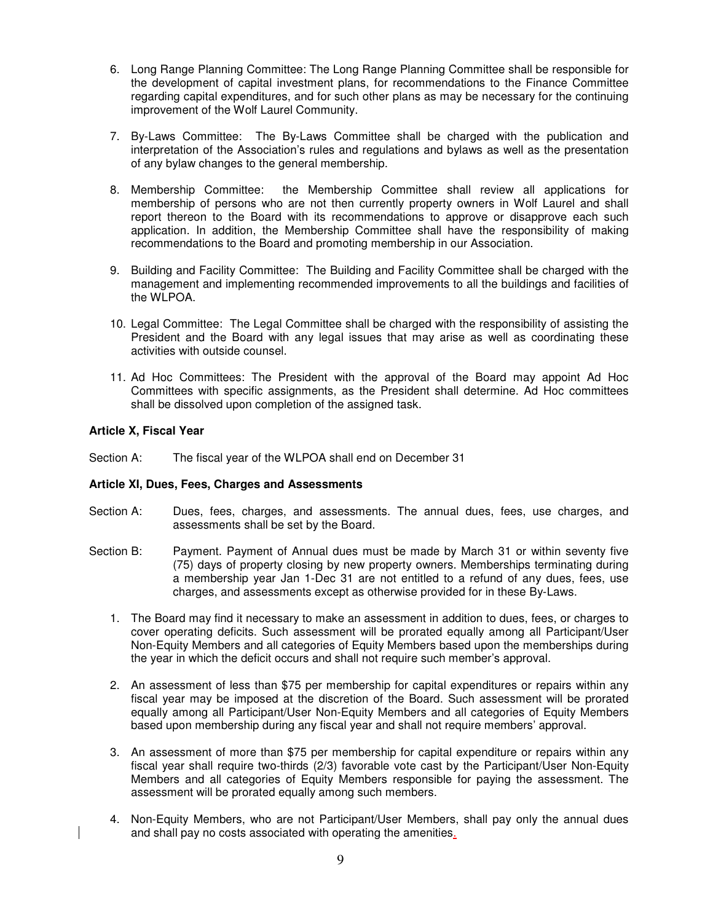6. Long Range Planning Committee: The Long Range Planning Committee shall be responsible for the development of capital investment plans, for recommendations to the Finance Committee regarding capital expenditures, and for such other plans as may be necessary for the continuing improvement of the Wolf Laurel Community.

7. By-Laws Committee: The By-Laws Committee shall be charged with the publication and interpretation of the Association's rules and regulations and bylaws as well as the presentation of any bylaw changes to the general membership.

8. Membership Committee: the Membership Committee shall review all applications for membership of persons who are not then currently property owners in Wolf Laurel and shall report thereon to the Board with its recommendations to approve or disapprove each such application. In addition, the Membership Committee shall have the responsibility of making recommendations to the Board and promoting membership in our Association.

9. Building and Facility Committee: The Building and Facility Committee shall be charged with the management and implementing recommended improvements to all the buildings and facilities of the WLPOA.

10. Legal Committee: The Legal Committee shall be charged with the responsibility of assisting the President and the Board with any legal issues that may arise as well as coordinating these activities with outside counsel.

11. Ad Hoc Committees: The President with the approval of the Board may appoint Ad Hoc Committees with specific assignments, as the President shall determine. Ad Hoc committees shall be dissolved upon completion of the assigned task.

**Article X, Fiscal Year**

Section A: The fiscal year of the WLPOA shall end on December 31

**Article XI, Dues, Fees, Charges and Assessments**

Section A: Dues, fees, charges, and assessments. The annual dues, fees, use charges, and assessments shall be set by the Board.

Section B: Payment. Payment of Annual dues must be made by March 31 or within seventy five (75) days of property closing by new property owners. Memberships terminating during a membership year Jan 1-Dec 31 are not entitled to a refund of any dues, fees, use charges, and assessments except as otherwise provided for in these By-Laws.

1. The Board may find it necessary to make an assessment in addition to dues, fees, or charges to cover operating deficits. Such assessment will be prorated equally among all Participant/User Non-Equity Members and all categories of Equity Members based upon the memberships during the year in which the deficit occurs and shall not require such member's approval.

2. An assessment of less than $75 per membership for capital expenditures or repairs within any fiscal year may be imposed at the discretion of the Board. Such assessment will be prorated equally among all Participant/User Non-Equity Members and all categories of Equity Members based upon membership during any fiscal year and shall not require members' approval.

3. An assessment of more than $75 per membership for capital expenditure or repairs within any fiscal year shall require two-thirds (2/3) favorable vote cast by the Participant/User Non-Equity Members and all categories of Equity Members responsible for paying the assessment. The assessment will be prorated equally among such members.

4. Non-Equity Members, who are not Participant/User Members, shall pay only the annual dues and shall pay no costs associated with operating the amenities.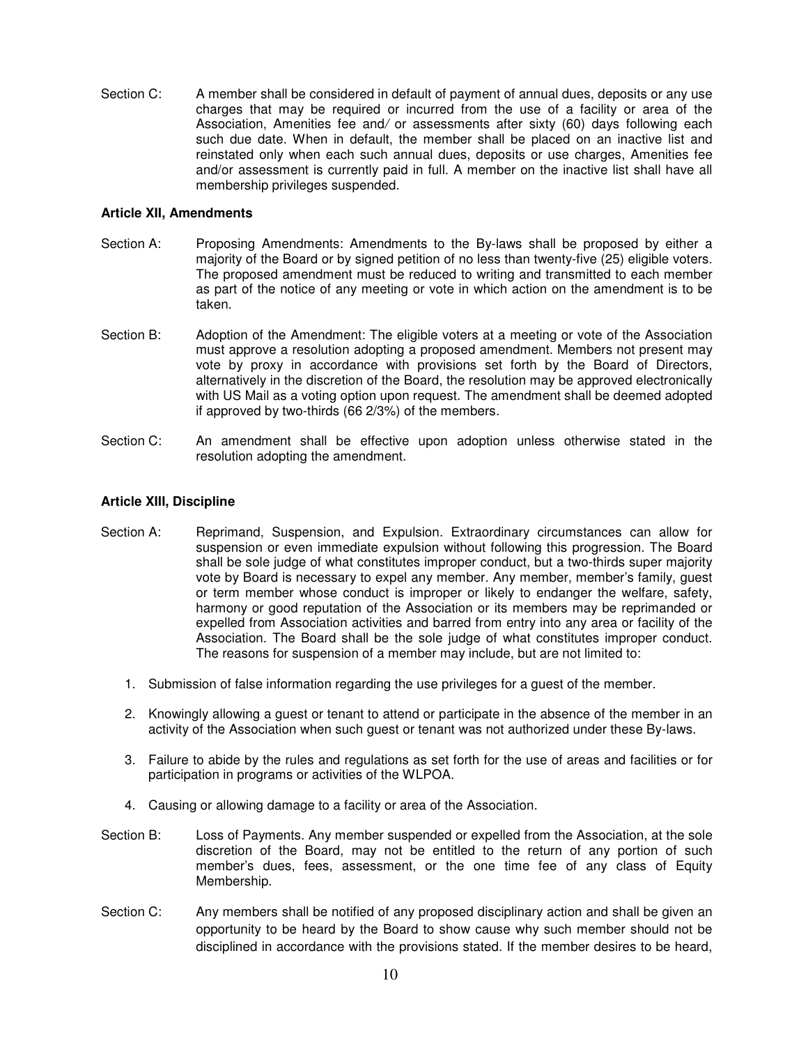Section C: A member shall be considered in default of payment of annual dues, deposits or any use charges that may be required or incurred from the use of a facility or area of the Association, Amenities fee and/ or assessments after sixty (60) days following each such due date. When in default, the member shall be placed on an inactive list and reinstated only when each such annual dues, deposits or use charges, Amenities fee and/or assessment is currently paid in full. A member on the inactive list shall have all membership privileges suspended.

**Article XII, Amendments**

Section A: Proposing Amendments: Amendments to the By-laws shall be proposed by either a majority of the Board or by signed petition of no less than twenty-five (25) eligible voters. The proposed amendment must be reduced to writing and transmitted to each member as part of the notice of any meeting or vote in which action on the amendment is to be taken.

Section B: Adoption of the Amendment: The eligible voters at a meeting or vote of the Association must approve a resolution adopting a proposed amendment. Members not present may vote by proxy in accordance with provisions set forth by the Board of Directors, alternatively in the discretion of the Board, the resolution may be approved electronically with US Mail as a voting option upon request. The amendment shall be deemed adopted if approved by two-thirds (66 2/3%) of the members.

Section C: An amendment shall be effective upon adoption unless otherwise stated in the resolution adopting the amendment.

**Article XIII, Discipline**

Section A: Reprimand, Suspension, and Expulsion. Extraordinary circumstances can allow for suspension or even immediate expulsion without following this progression. The Board shall be sole judge of what constitutes improper conduct, but a two-thirds super majority vote by Board is necessary to expel any member. Any member, member's family, guest or term member whose conduct is improper or likely to endanger the welfare, safety, harmony or good reputation of the Association or its members may be reprimanded or expelled from Association activities and barred from entry into any area or facility of the Association. The Board shall be the sole judge of what constitutes improper conduct. The reasons for suspension of a member may include, but are not limited to:

1. Submission of false information regarding the use privileges for a guest of the member.
2. Knowingly allowing a guest or tenant to attend or participate in the absence of the member in an activity of the Association when such guest or tenant was not authorized under these By-laws.
3. Failure to abide by the rules and regulations as set forth for the use of areas and facilities or for participation in programs or activities of the WLPOA.
4. Causing or allowing damage to a facility or area of the Association.

Section B: Loss of Payments. Any member suspended or expelled from the Association, at the sole discretion of the Board, may not be entitled to the return of any portion of such member's dues, fees, assessment, or the one time fee of any class of Equity Membership.

Section C: Any members shall be notified of any proposed disciplinary action and shall be given an opportunity to be heard by the Board to show cause why such member should not be disciplined in accordance with the provisions stated. If the member desires to be heard,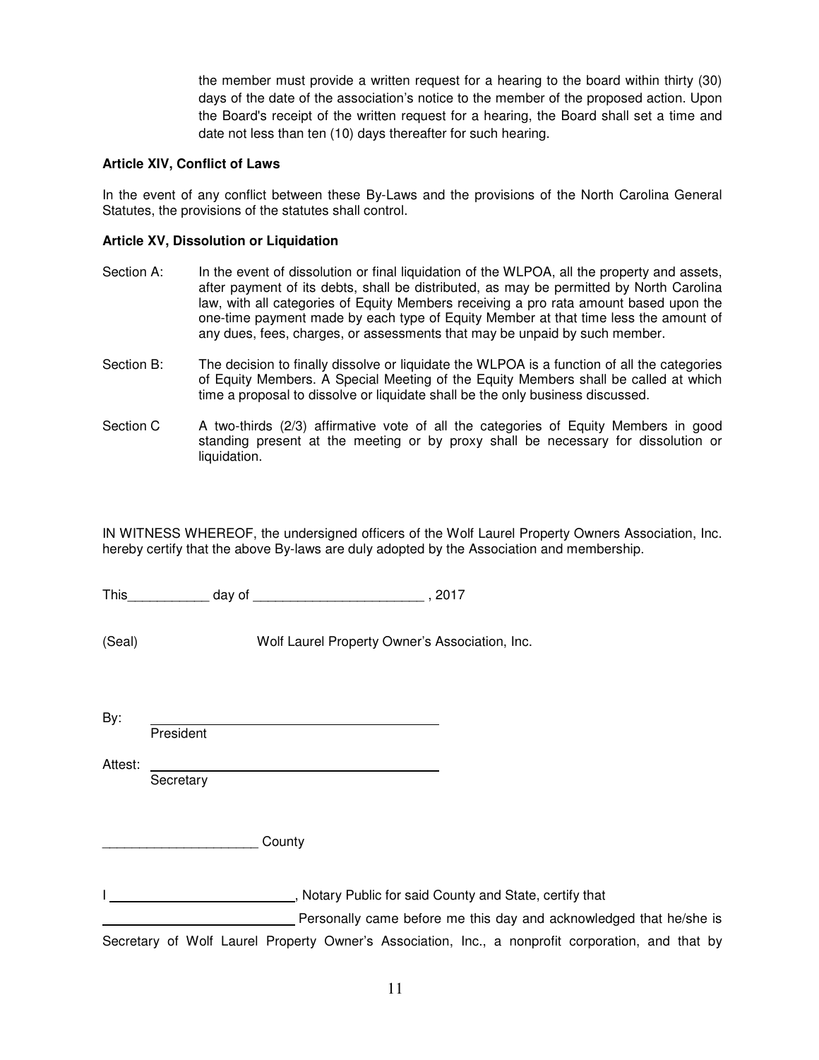the member must provide a written request for a hearing to the board within thirty (30) days of the date of the association's notice to the member of the proposed action. Upon the Board's receipt of the written request for a hearing, the Board shall set a time and date not less than ten (10) days thereafter for such hearing.

**Article XIV, Conflict of Laws**

In the event of any conflict between these By-Laws and the provisions of the North Carolina General Statutes, the provisions of the statutes shall control.

**Article XV, Dissolution or Liquidation**

Section A: In the event of dissolution or final liquidation of the WLPOA, all the property and assets, after payment of its debts, shall be distributed, as may be permitted by North Carolina law, with all categories of Equity Members receiving a pro rata amount based upon the one-time payment made by each type of Equity Member at that time less the amount of any dues, fees, charges, or assessments that may be unpaid by such member.

Section B: The decision to finally dissolve or liquidate the WLPOA is a function of all the categories of Equity Members. A Special Meeting of the Equity Members shall be called at which time a proposal to dissolve or liquidate shall be the only business discussed.

Section C A two-thirds (2/3) affirmative vote of all the categories of Equity Members in good standing present at the meeting or by proxy shall be necessary for dissolution or liquidation.

IN WITNESS WHEREOF, the undersigned officers of the Wolf Laurel Property Owners Association, Inc. hereby certify that the above By-laws are duly adopted by the Association and membership.

This___________ day of _______________________ , 2017

(Seal) Wolf Laurel Property Owner's Association, Inc.

By: ________________________________________
President

Attest: ________________________________________
Secretary

_____________________ County

I __________________________, Notary Public for said County and State, certify that

__________________________ Personally came before me this day and acknowledged that he/she is Secretary of Wolf Laurel Property Owner's Association, Inc., a nonprofit corporation, and that by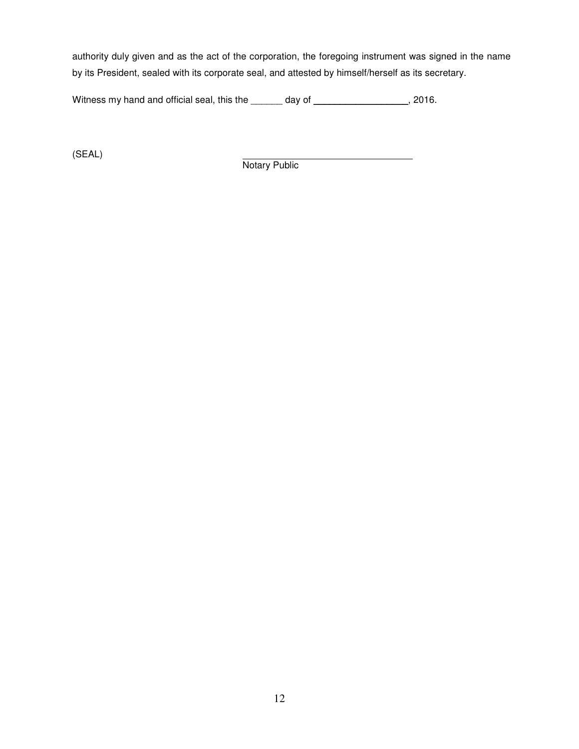authority duly given and as the act of the corporation, the foregoing instrument was signed in the name by its President, sealed with its corporate seal, and attested by himself/herself as its secretary.

Witness my hand and official seal, this the ______ day of __________________, 2016.

(SEAL)

_________________________________
Notary Public